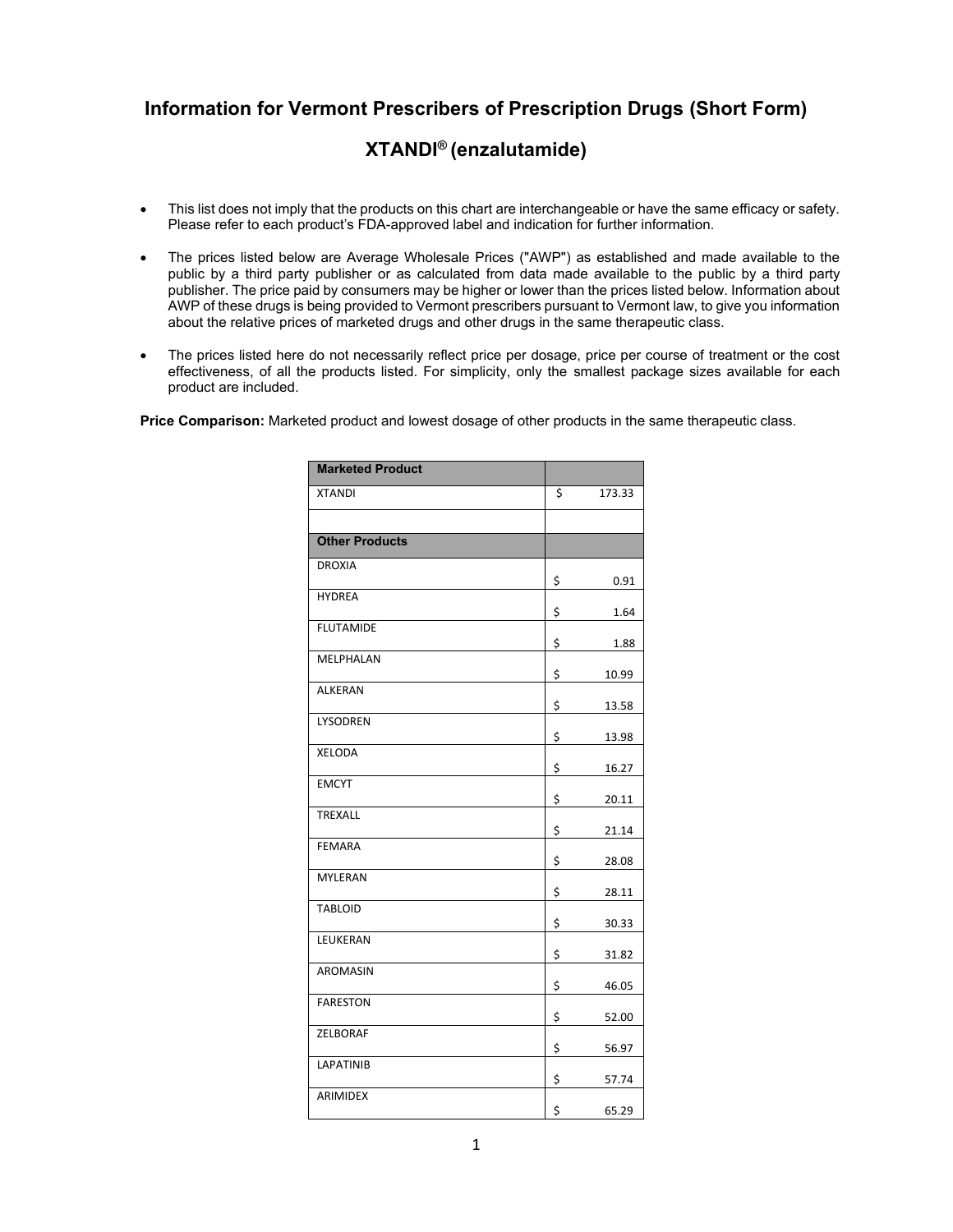# Information for Vermont Prescribers of Prescription Drugs (Short Form)

# XTANDI® (enzalutamide)

- This list does not imply that the products on this chart are interchangeable or have the same efficacy or safety. Please refer to each product's FDA-approved label and indication for further information.
- The prices listed below are Average Wholesale Prices ("AWP") as established and made available to the public by a third party publisher or as calculated from data made available to the public by a third party publisher. The price paid by consumers may be higher or lower than the prices listed below. Information about AWP of these drugs is being provided to Vermont prescribers pursuant to Vermont law, to give you information about the relative prices of marketed drugs and other drugs in the same therapeutic class.
- The prices listed here do not necessarily reflect price per dosage, price per course of treatment or the cost effectiveness, of all the products listed. For simplicity, only the smallest package sizes available for each product are included.

**Price Comparison:** Marketed product and lowest dosage of other products in the same therapeutic class.

| **Marketed Product** | |
|---|---|
| XTANDI | $ 173.33 |
| | |
| **Other Products** | |
| DROXIA | $ 0.91 |
| HYDREA | $ 1.64 |
| FLUTAMIDE | $ 1.88 |
| MELPHALAN | $ 10.99 |
| ALKERAN | $ 13.58 |
| LYSODREN | $ 13.98 |
| XELODA | $ 16.27 |
| EMCYT | $ 20.11 |
| TREXALL | $ 21.14 |
| FEMARA | $ 28.08 |
| MYLERAN | $ 28.11 |
| TABLOID | $ 30.33 |
| LEUKERAN | $ 31.82 |
| AROMASIN | $ 46.05 |
| FARESTON | $ 52.00 |
| ZELBORAF | $ 56.97 |
| LAPATINIB | $ 57.74 |
| ARIMIDEX | $ 65.29 |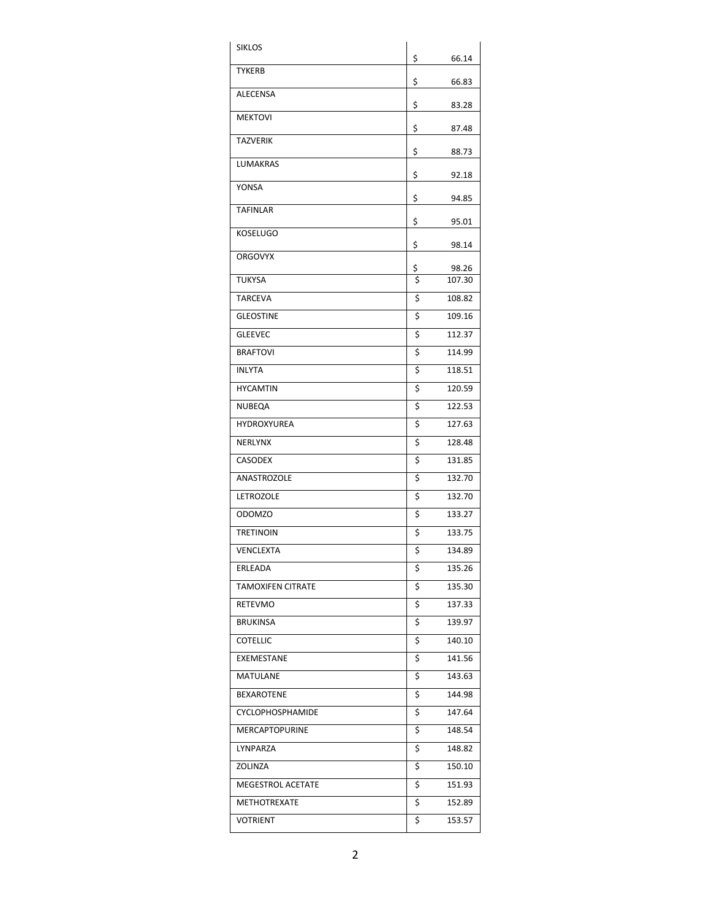| SIKLOS | $ 66.14 |
|---|---|
| TYKERB | $ 66.83 |
| ALECENSA | $ 83.28 |
| MEKTOVI | $ 87.48 |
| TAZVERIK | $ 88.73 |
| LUMAKRAS | $ 92.18 |
| YONSA | $ 94.85 |
| TAFINLAR | $ 95.01 |
| KOSELUGO | $ 98.14 |
| ORGOVYX | $ 98.26 |
| TUKYSA | $ 107.30 |
| TARCEVA | $ 108.82 |
| GLEOSTINE | $ 109.16 |
| GLEEVEC | $ 112.37 |
| BRAFTOVI | $ 114.99 |
| INLYTA | $ 118.51 |
| HYCAMTIN | $ 120.59 |
| NUBEQA | $ 122.53 |
| HYDROXYUREA | $ 127.63 |
| NERLYNX | $ 128.48 |
| CASODEX | $ 131.85 |
| ANASTROZOLE | $ 132.70 |
| LETROZOLE | $ 132.70 |
| ODOMZO | $ 133.27 |
| TRETINOIN | $ 133.75 |
| VENCLEXTA | $ 134.89 |
| ERLEADA | $ 135.26 |
| TAMOXIFEN CITRATE | $ 135.30 |
| RETEVMO | $ 137.33 |
| BRUKINSA | $ 139.97 |
| COTELLIC | $ 140.10 |
| EXEMESTANE | $ 141.56 |
| MATULANE | $ 143.63 |
| BEXAROTENE | $ 144.98 |
| CYCLOPHOSPHAMIDE | $ 147.64 |
| MERCAPTOPURINE | $ 148.54 |
| LYNPARZA | $ 148.82 |
| ZOLINZA | $ 150.10 |
| MEGESTROL ACETATE | $ 151.93 |
| METHOTREXATE | $ 152.89 |
| VOTRIENT | $ 153.57 |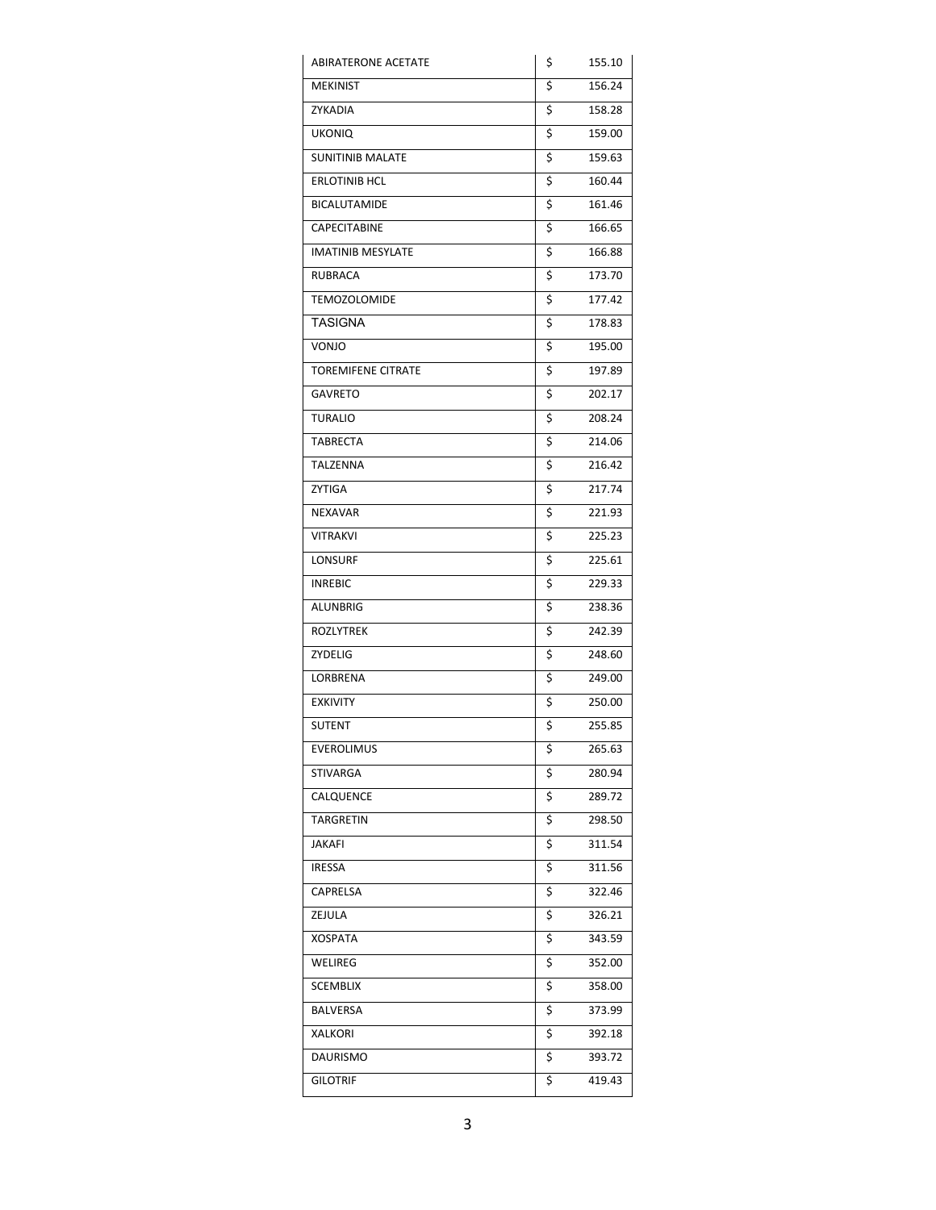| | | |
|---|---|---|
| ABIRATERONE ACETATE | $ | 155.10 |
| MEKINIST | $ | 156.24 |
| ZYKADIA | $ | 158.28 |
| UKONIQ | $ | 159.00 |
| SUNITINIB MALATE | $ | 159.63 |
| ERLOTINIB HCL | $ | 160.44 |
| BICALUTAMIDE | $ | 161.46 |
| CAPECITABINE | $ | 166.65 |
| IMATINIB MESYLATE | $ | 166.88 |
| RUBRACA | $ | 173.70 |
| TEMOZOLOMIDE | $ | 177.42 |
| TASIGNA | $ | 178.83 |
| VONJO | $ | 195.00 |
| TOREMIFENE CITRATE | $ | 197.89 |
| GAVRETO | $ | 202.17 |
| TURALIO | $ | 208.24 |
| TABRECTA | $ | 214.06 |
| TALZENNA | $ | 216.42 |
| ZYTIGA | $ | 217.74 |
| NEXAVAR | $ | 221.93 |
| VITRAKVI | $ | 225.23 |
| LONSURF | $ | 225.61 |
| INREBIC | $ | 229.33 |
| ALUNBRIG | $ | 238.36 |
| ROZLYTREK | $ | 242.39 |
| ZYDELIG | $ | 248.60 |
| LORBRENA | $ | 249.00 |
| EXKIVITY | $ | 250.00 |
| SUTENT | $ | 255.85 |
| EVEROLIMUS | $ | 265.63 |
| STIVARGA | $ | 280.94 |
| CALQUENCE | $ | 289.72 |
| TARGRETIN | $ | 298.50 |
| JAKAFI | $ | 311.54 |
| IRESSA | $ | 311.56 |
| CAPRELSA | $ | 322.46 |
| ZEJULA | $ | 326.21 |
| XOSPATA | $ | 343.59 |
| WELIREG | $ | 352.00 |
| SCEMBLIX | $ | 358.00 |
| BALVERSA | $ | 373.99 |
| XALKORI | $ | 392.18 |
| DAURISMO | $ | 393.72 |
| GILOTRIF | $ | 419.43 |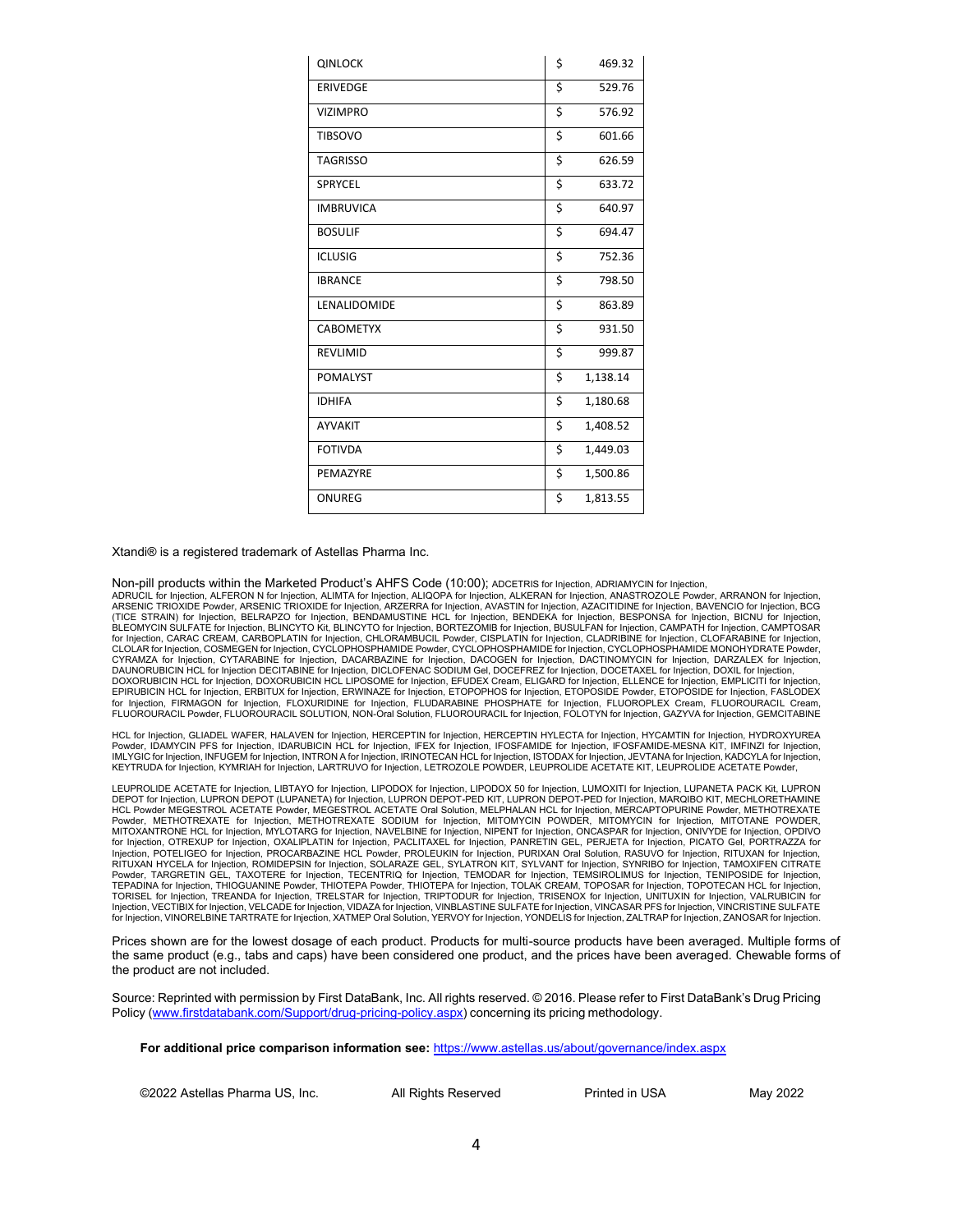| | |
|---|---|
| QINLOCK | $ 469.32 |
| ERIVEDGE | $ 529.76 |
| VIZIMPRO | $ 576.92 |
| TIBSOVO | $ 601.66 |
| TAGRISSO | $ 626.59 |
| SPRYCEL | $ 633.72 |
| IMBRUVICA | $ 640.97 |
| BOSULIF | $ 694.47 |
| ICLUSIG | $ 752.36 |
| IBRANCE | $ 798.50 |
| LENALIDOMIDE | $ 863.89 |
| CABOMETYX | $ 931.50 |
| REVLIMID | $ 999.87 |
| POMALYST | $ 1,138.14 |
| IDHIFA | $ 1,180.68 |
| AYVAKIT | $ 1,408.52 |
| FOTIVDA | $ 1,449.03 |
| PEMAZYRE | $ 1,500.86 |
| ONUREG | $ 1,813.55 |

Xtandi® is a registered trademark of Astellas Pharma Inc.

Non-pill products within the Marketed Product's AHFS Code (10:00); ADCETRIS for Injection, ADRIAMYCIN for Injection, ADRUCIL for Injection, ALFERON N for Injection, ALIMTA for Injection, ALIQOPA for Injection, ALKERAN for Injection, ANASTROZOLE Powder, ARRANON for Injection, ARSENIC TRIOXIDE Powder, ARSENIC TRIOXIDE for Injection, ARZERRA for Injection, AVASTIN for Injection, AZACITIDINE for Injection, BAVENCIO for Injection, BCG (TICE STRAIN) for Injection, BELRAPZO for Injection, BENDAMUSTINE HCL for Injection, BENDEKA for Injection, BESPONSA for Injection, BICNU for Injection, BLEOMYCIN SULFATE for Injection, BLINCYTO Kit, BLINCYTO for Injection, BORTEZOMIB for Injection, BUSULFAN for Injection, CAMPATH for Injection, CAMPTOSAR for Injection, CARAC CREAM, CARBOPLATIN for Injection, CHLORAMBUCIL Powder, CISPLATIN for Injection, CLADRIBINE for Injection, CLOFARABINE for Injection, CLOLAR for Injection, COSMEGEN for Injection, CYCLOPHOSPHAMIDE Powder, CYCLOPHOSPHAMIDE for Injection, CYCLOPHOSPHAMIDE MONOHYDRATE Powder, CYRAMZA for Injection, CYTARABINE for Injection, DACARBAZINE for Injection, DACOGEN for Injection, DACTINOMYCIN for Injection, DARZALEX for Injection, DAUNORUBICIN HCL for Injection DECITABINE for Injection, DICLOFENAC SODIUM Gel, DOCEFREZ for Injection, DOCETAXEL for Injection, DOXIL for Injection, DOXORUBICIN HCL for Injection, DOXORUBICIN HCL LIPOSOME for Injection, EFUDEX Cream, ELIGARD for Injection, ELLENCE for Injection, EMPLICITI for Injection, EPIRUBICIN HCL for Injection, ERBITUX for Injection, ERWINAZE for Injection, ETOPOPHOS for Injection, ETOPOSIDE Powder, ETOPOSIDE for Injection, FASLODEX for Injection, FIRMAGON for Injection, FLOXURIDINE for Injection, FLUDARABINE PHOSPHATE for Injection, FLUOROPLEX Cream, FLUOROURACIL Cream, FLUOROURACIL Powder, FLUOROURACIL SOLUTION, NON-Oral Solution, FLUOROURACIL for Injection, FOLOTYN for Injection, GAZYVA for Injection, GEMCITABINE

HCL for Injection, GLIADEL WAFER, HALAVEN for Injection, HERCEPTIN for Injection, HERCEPTIN HYLECTA for Injection, HYCAMTIN for Injection, HYDROXYUREA Powder, IDAMYCIN PFS for Injection, IDARUBICIN HCL for Injection, IFEX for Injection, IFOSFAMIDE for Injection, IFOSFAMIDE-MESNA KIT, IMFINZI for Injection, IMLYGIC for Injection, INFUGEM for Injection, INTRON A for Injection, IRINOTECAN HCL for Injection, ISTODAX for Injection, JEVTANA for Injection, KADCYLA for Injection, KEYTRUDA for Injection, KYMRIAH for Injection, LARTRUVO for Injection, LETROZOLE POWDER, LEUPROLIDE ACETATE KIT, LEUPROLIDE ACETATE Powder,

LEUPROLIDE ACETATE for Injection, LIBTAYO for Injection, LIPODOX for Injection, LIPODOX 50 for Injection, LUMOXITI for Injection, LUPANETA PACK Kit, LUPRON DEPOT for Injection, LUPRON DEPOT (LUPANETA) for Injection, LUPRON DEPOT-PED KIT, LUPRON DEPOT-PED for Injection, MARQIBO KIT, MECHLORETHAMINE HCL Powder MEGESTROL ACETATE Powder, MEGESTROL ACETATE Oral Solution, MELPHALAN HCL for Injection, MERCAPTOPURINE Powder, METHOTREXATE Powder, METHOTREXATE for Injection, METHOTREXATE SODIUM for Injection, MITOMYCIN POWDER, MITOMYCIN for Injection, MITOTANE POWDER, MITOXANTRONE HCL for Injection, MYLOTARG for Injection, NAVELBINE for Injection, NIPENT for Injection, ONCASPAR for Injection, ONIVYDE for Injection, OPDIVO for Injection, OTREXUP for Injection, OXALIPLATIN for Injection, PACLITAXEL for Injection, PANRETIN GEL, PERJETA for Injection, PICATO Gel, PORTRAZZA for Injection, POTELIGEO for Injection, PROCARBAZINE HCL Powder, PROLEUKIN for Injection, PURIXAN Oral Solution, RASUVO for Injection, RITUXAN for Injection, RITUXAN HYCELA for Injection, ROMIDEPSIN for Injection, SOLARAZE GEL, SYLATRON KIT, SYLVANT for Injection, SYNRIBO for Injection, TAMOXIFEN CITRATE Powder, TARGRETIN GEL, TAXOTERE for Injection, TECENTRIQ for Injection, TEMODAR for Injection, TEMSIROLIMUS for Injection, TENIPOSIDE for Injection, TEPADINA for Injection, THIOGUANINE Powder, THIOTEPA Powder, THIOTEPA for Injection, TOLAK CREAM, TOPOSAR for Injection, TOPOTECAN HCL for Injection, TORISEL for Injection, TREANDA for Injection, TRELSTAR for Injection, TRIPTODUR for Injection, TRISENOX for Injection, UNITUXIN for Injection, VALRUBICIN for Injection, VECTIBIX for Injection, VELCADE for Injection, VIDAZA for Injection, VINBLASTINE SULFATE for Injection, VINCASAR PFS for Injection, VINCRISTINE SULFATE for Injection, VINORELBINE TARTRATE for Injection, XATMEP Oral Solution, YERVOY for Injection, YONDELIS for Injection, ZALTRAP for Injection, ZANOSAR for Injection.

Prices shown are for the lowest dosage of each product. Products for multi-source products have been averaged. Multiple forms of the same product (e.g., tabs and caps) have been considered one product, and the prices have been averaged. Chewable forms of the product are not included.

Source: Reprinted with permission by First DataBank, Inc. All rights reserved. © 2016. Please refer to First DataBank's Drug Pricing Policy (www.firstdatabank.com/Support/drug-pricing-policy.aspx) concerning its pricing methodology.

**For additional price comparison information see:** https://www.astellas.us/about/governance/index.aspx

©2022 Astellas Pharma US, Inc. All Rights Reserved Printed in USA May 2022